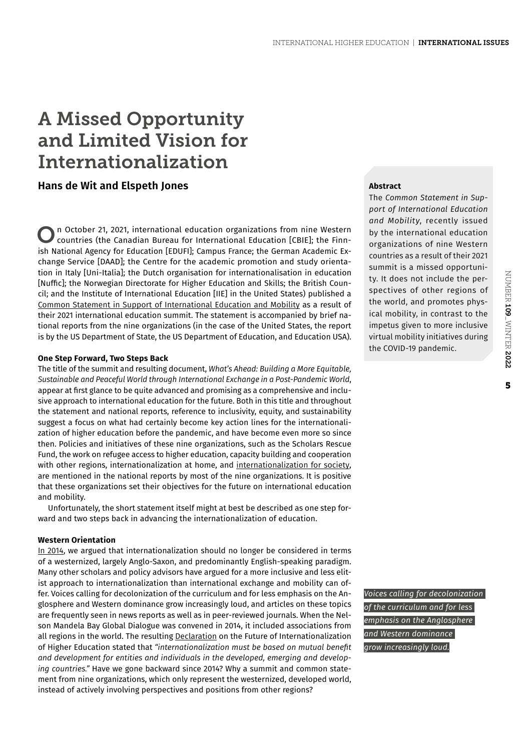# A Missed Opportunity and Limited Vision for Internationalization

## Hans de Wit and Elspeth Jones

**Abstract**

The *Common Statement in Support of International Education and Mobility*, recently issued by the international education organizations of nine Western countries as a result of their 2021 summit is a missed opportunity. It does not include the perspectives of other regions of the world, and promotes physical mobility, in contrast to the impetus given to more inclusive virtual mobility initiatives during the COVID-19 pandemic.

On October 21, 2021, international education organizations from nine Western countries (the Canadian Bureau for International Education [CBIE]; the Finnish National Agency for Education [EDUFI]; Campus France; the German Academic Exchange Service [DAAD]; the Centre for the academic promotion and study orientation in Italy [Uni-Italia]; the Dutch organisation for internationalisation in education [Nuffic]; the Norwegian Directorate for Higher Education and Skills; the British Council; and the Institute of International Education [IIE] in the United States) published a Common Statement in Support of International Education and Mobility as a result of their 2021 international education summit. The statement is accompanied by brief national reports from the nine organizations (in the case of the United States, the report is by the US Department of State, the US Department of Education, and Education USA).

**One Step Forward, Two Steps Back**

The title of the summit and resulting document, *What's Ahead: Building a More Equitable, Sustainable and Peaceful World through International Exchange in a Post-Pandemic World*, appear at first glance to be quite advanced and promising as a comprehensive and inclusive approach to international education for the future. Both in this title and throughout the statement and national reports, reference to inclusivity, equity, and sustainability suggest a focus on what had certainly become key action lines for the internationalization of higher education before the pandemic, and have become even more so since then. Policies and initiatives of these nine organizations, such as the Scholars Rescue Fund, the work on refugee access to higher education, capacity building and cooperation with other regions, internationalization at home, and internationalization for society, are mentioned in the national reports by most of the nine organizations. It is positive that these organizations set their objectives for the future on international education and mobility.

Unfortunately, the short statement itself might at best be described as one step forward and two steps back in advancing the internationalization of education.

**Western Orientation**

In 2014, we argued that internationalization should no longer be considered in terms of a westernized, largely Anglo-Saxon, and predominantly English-speaking paradigm. Many other scholars and policy advisors have argued for a more inclusive and less elitist approach to internationalization than international exchange and mobility can offer. Voices calling for decolonization of the curriculum and for less emphasis on the Anglosphere and Western dominance grow increasingly loud, and articles on these topics are frequently seen in news reports as well as in peer-reviewed journals. When the Nelson Mandela Bay Global Dialogue was convened in 2014, it included associations from all regions in the world. The resulting Declaration on the Future of Internationalization of Higher Education stated that *"internationalization must be based on mutual benefit and development for entities and individuals in the developed, emerging and developing countries."* Have we gone backward since 2014? Why a summit and common statement from nine organizations, which only represent the westernized, developed world, instead of actively involving perspectives and positions from other regions?

*Voices calling for decolonization of the curriculum and for less emphasis on the Anglosphere and Western dominance grow increasingly loud.*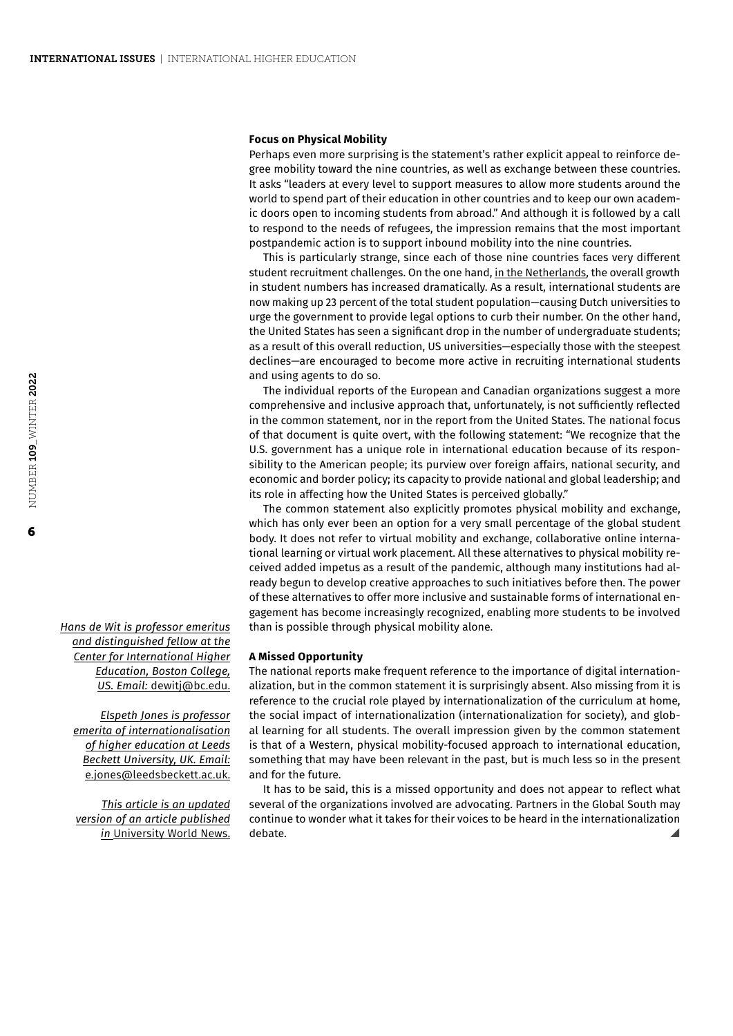**Focus on Physical Mobility**

Perhaps even more surprising is the statement's rather explicit appeal to reinforce degree mobility toward the nine countries, as well as exchange between these countries. It asks "leaders at every level to support measures to allow more students around the world to spend part of their education in other countries and to keep our own academic doors open to incoming students from abroad." And although it is followed by a call to respond to the needs of refugees, the impression remains that the most important postpandemic action is to support inbound mobility into the nine countries.

This is particularly strange, since each of those nine countries faces very different student recruitment challenges. On the one hand, in the Netherlands, the overall growth in student numbers has increased dramatically. As a result, international students are now making up 23 percent of the total student population—causing Dutch universities to urge the government to provide legal options to curb their number. On the other hand, the United States has seen a significant drop in the number of undergraduate students; as a result of this overall reduction, US universities—especially those with the steepest declines—are encouraged to become more active in recruiting international students and using agents to do so.

The individual reports of the European and Canadian organizations suggest a more comprehensive and inclusive approach that, unfortunately, is not sufficiently reflected in the common statement, nor in the report from the United States. The national focus of that document is quite overt, with the following statement: "We recognize that the U.S. government has a unique role in international education because of its responsibility to the American people; its purview over foreign affairs, national security, and economic and border policy; its capacity to provide national and global leadership; and its role in affecting how the United States is perceived globally."

The common statement also explicitly promotes physical mobility and exchange, which has only ever been an option for a very small percentage of the global student body. It does not refer to virtual mobility and exchange, collaborative online international learning or virtual work placement. All these alternatives to physical mobility received added impetus as a result of the pandemic, although many institutions had already begun to develop creative approaches to such initiatives before then. The power of these alternatives to offer more inclusive and sustainable forms of international engagement has become increasingly recognized, enabling more students to be involved than is possible through physical mobility alone.

**A Missed Opportunity**

The national reports make frequent reference to the importance of digital internationalization, but in the common statement it is surprisingly absent. Also missing from it is reference to the crucial role played by internationalization of the curriculum at home, the social impact of internationalization (internationalization for society), and global learning for all students. The overall impression given by the common statement is that of a Western, physical mobility-focused approach to international education, something that may have been relevant in the past, but is much less so in the present and for the future.

It has to be said, this is a missed opportunity and does not appear to reflect what several of the organizations involved are advocating. Partners in the Global South may continue to wonder what it takes for their voices to be heard in the internationalization debate.

*Hans de Wit is professor emeritus and distinguished fellow at the Center for International Higher Education, Boston College, US. Email:* dewitj@bc.edu.

*Elspeth Jones is professor emerita of internationalisation of higher education at Leeds Beckett University, UK. Email:* e.jones@leedsbeckett.ac.uk.

*This article is an updated version of an article published in* University World News.